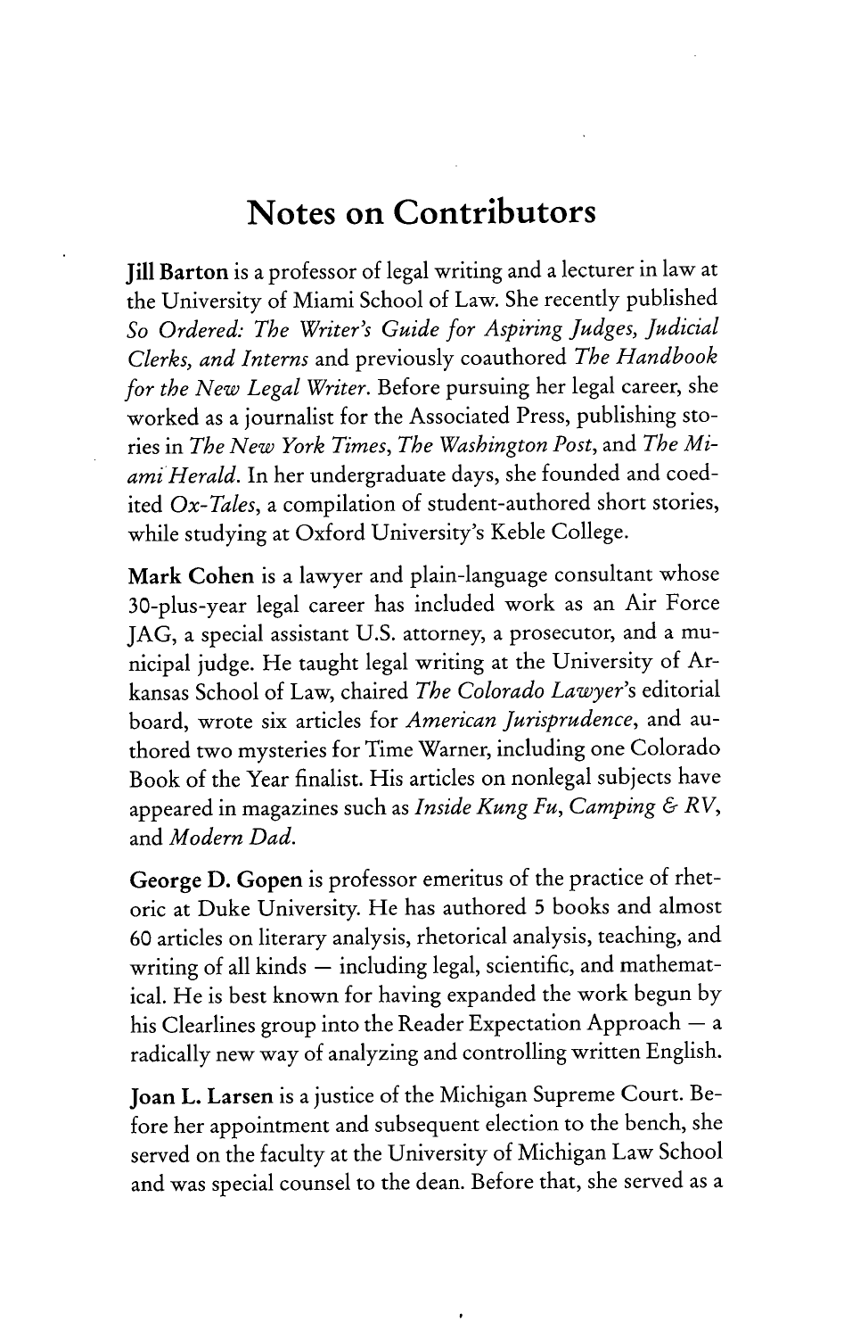# Notes on Contributors

**Jill Barton** is a professor of legal writing and a lecturer in law at the University of Miami School of Law. She recently published *So Ordered: The Writer's Guide for Aspiring Judges, Judicial Clerks, and Interns* and previously coauthored *The Handbook for the New Legal Writer*. Before pursuing her legal career, she worked as a journalist for the Associated Press, publishing stories in *The New York Times*, *The Washington Post*, and *The Miami Herald*. In her undergraduate days, she founded and coedited *Ox-Tales*, a compilation of student-authored short stories, while studying at Oxford University's Keble College.

**Mark Cohen** is a lawyer and plain-language consultant whose 30-plus-year legal career has included work as an Air Force JAG, a special assistant U.S. attorney, a prosecutor, and a municipal judge. He taught legal writing at the University of Arkansas School of Law, chaired *The Colorado Lawyer*'s editorial board, wrote six articles for *American Jurisprudence*, and authored two mysteries for Time Warner, including one Colorado Book of the Year finalist. His articles on nonlegal subjects have appeared in magazines such as *Inside Kung Fu*, *Camping & RV*, and *Modern Dad*.

**George D. Gopen** is professor emeritus of the practice of rhetoric at Duke University. He has authored 5 books and almost 60 articles on literary analysis, rhetorical analysis, teaching, and writing of all kinds — including legal, scientific, and mathematical. He is best known for having expanded the work begun by his Clearlines group into the Reader Expectation Approach — a radically new way of analyzing and controlling written English.

**Joan L. Larsen** is a justice of the Michigan Supreme Court. Before her appointment and subsequent election to the bench, she served on the faculty at the University of Michigan Law School and was special counsel to the dean. Before that, she served as a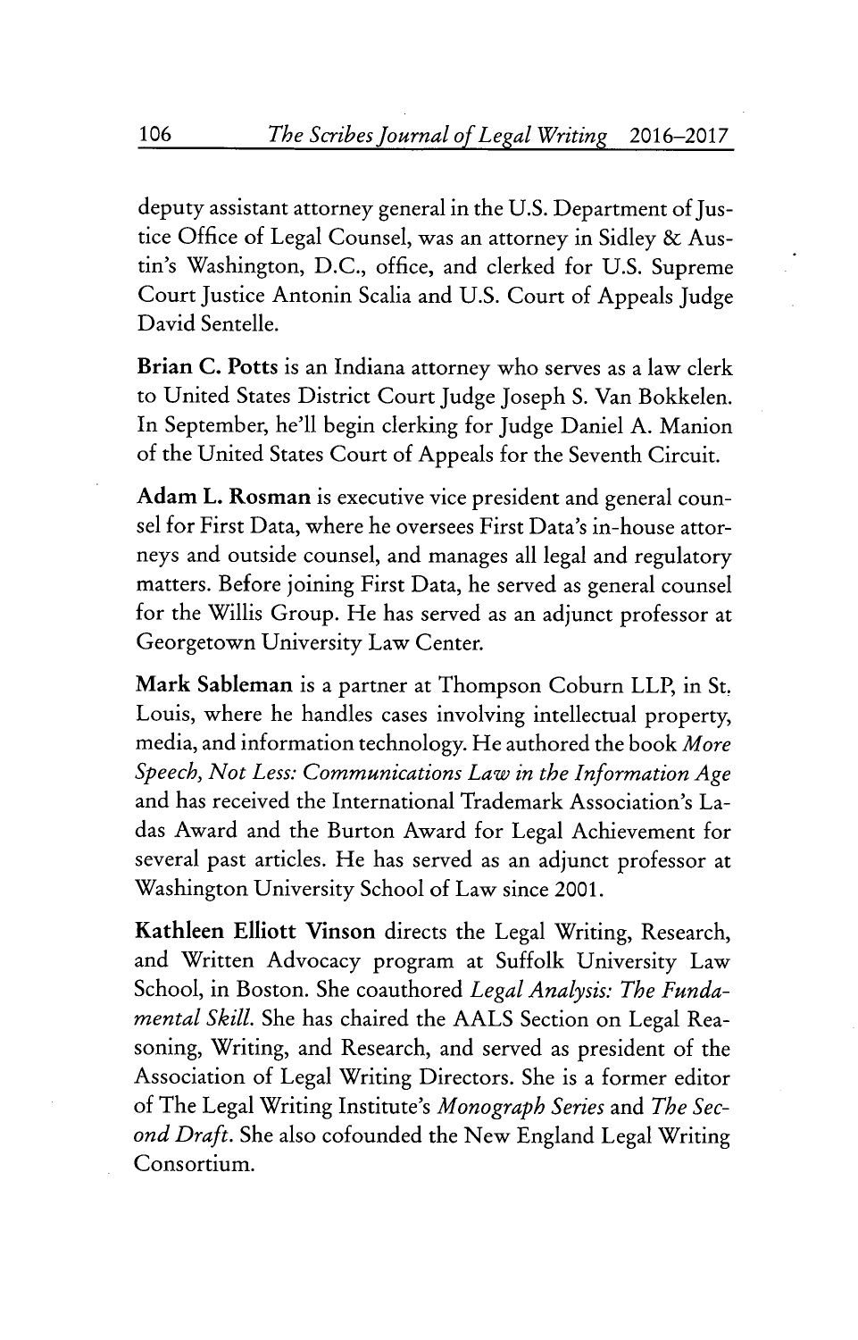deputy assistant attorney general in the U.S. Department of Justice Office of Legal Counsel, was an attorney in Sidley & Austin's Washington, D.C., office, and clerked for U.S. Supreme Court Justice Antonin Scalia and U.S. Court of Appeals Judge David Sentelle.

**Brian C. Potts** is an Indiana attorney who serves as a law clerk to United States District Court Judge Joseph S. Van Bokkelen. In September, he'll begin clerking for Judge Daniel A. Manion of the United States Court of Appeals for the Seventh Circuit.

**Adam L. Rosman** is executive vice president and general counsel for First Data, where he oversees First Data's in-house attorneys and outside counsel, and manages all legal and regulatory matters. Before joining First Data, he served as general counsel for the Willis Group. He has served as an adjunct professor at Georgetown University Law Center.

**Mark Sableman** is a partner at Thompson Coburn LLP, in St. Louis, where he handles cases involving intellectual property, media, and information technology. He authored the book *More Speech, Not Less: Communications Law in the Information Age* and has received the International Trademark Association's Ladas Award and the Burton Award for Legal Achievement for several past articles. He has served as an adjunct professor at Washington University School of Law since 2001.

**Kathleen Elliott Vinson** directs the Legal Writing, Research, and Written Advocacy program at Suffolk University Law School, in Boston. She coauthored *Legal Analysis: The Fundamental Skill*. She has chaired the AALS Section on Legal Reasoning, Writing, and Research, and served as president of the Association of Legal Writing Directors. She is a former editor of The Legal Writing Institute's *Monograph Series* and *The Second Draft*. She also cofounded the New England Legal Writing Consortium.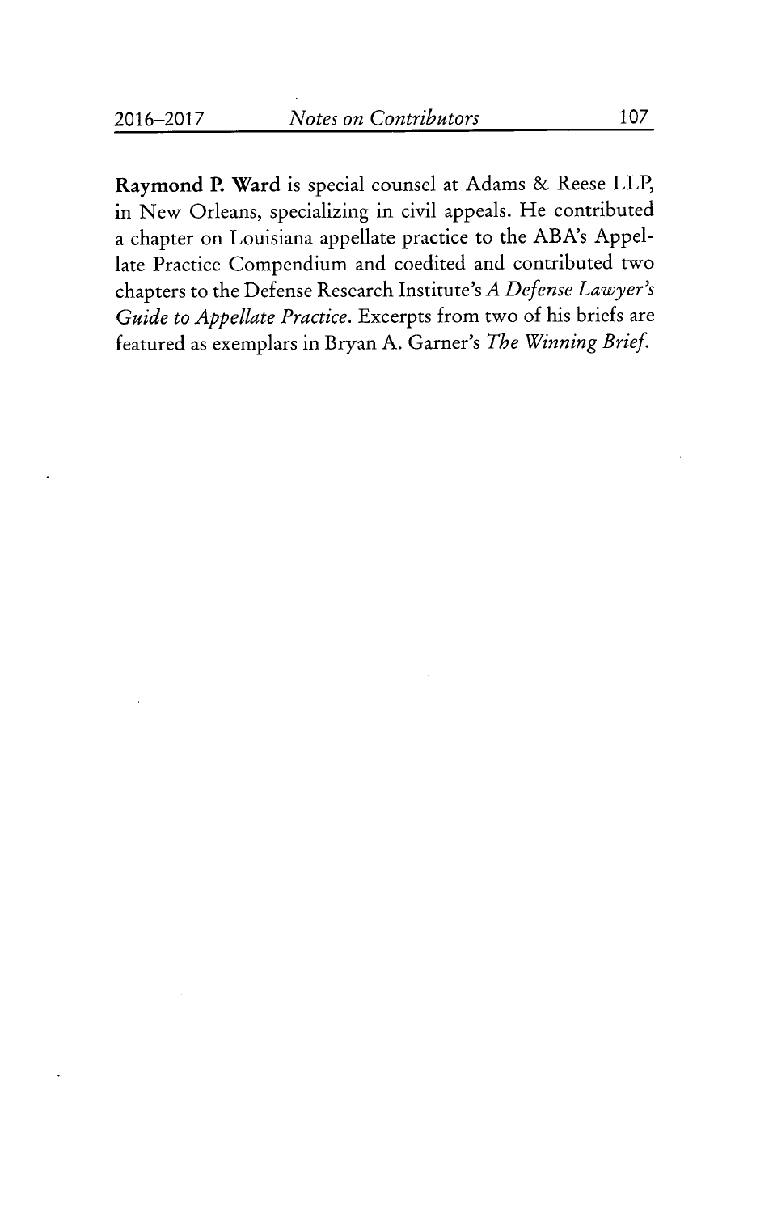**Raymond P. Ward** is special counsel at Adams & Reese LLP, in New Orleans, specializing in civil appeals. He contributed a chapter on Louisiana appellate practice to the ABA's Appellate Practice Compendium and coedited and contributed two chapters to the Defense Research Institute's *A Defense Lawyer's Guide to Appellate Practice*. Excerpts from two of his briefs are featured as exemplars in Bryan A. Garner's *The Winning Brief*.